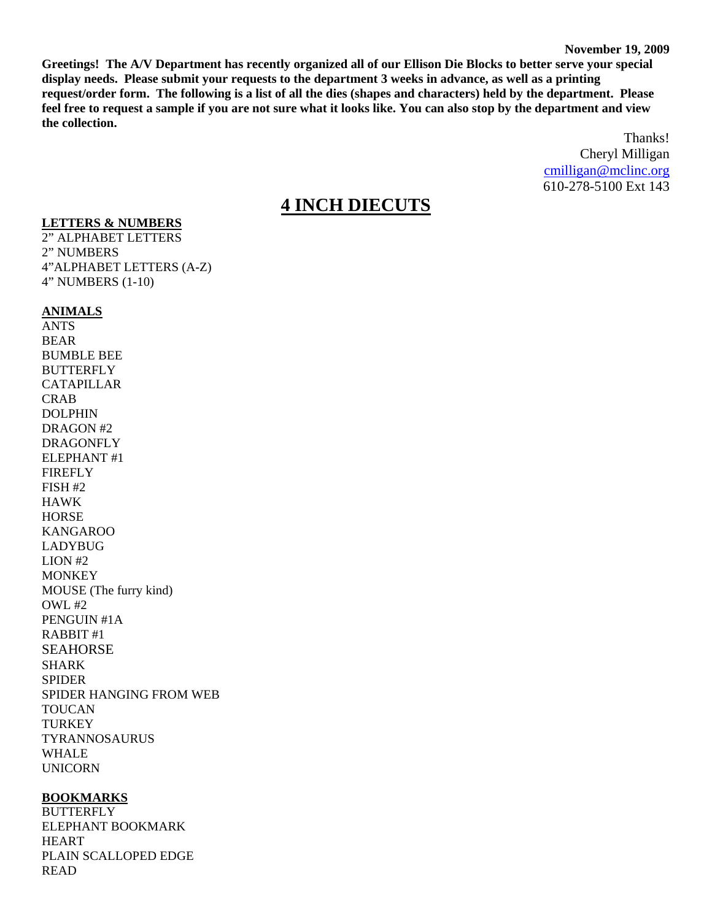**November 19, 2009**

**Greetings! The A/V Department has recently organized all of our Ellison Die Blocks to better serve your special display needs. Please submit your requests to the department 3 weeks in advance, as well as a printing request/order form. The following is a list of all the dies (shapes and characters) held by the department. Please feel free to request a sample if you are not sure what it looks like. You can also stop by the department and view the collection.**

Thanks!
Cheryl Milligan
cmilligan@mclinc.org
610-278-5100 Ext 143

# 4 INCH DIECUTS

**LETTERS & NUMBERS**

2" ALPHABET LETTERS
2" NUMBERS
4"ALPHABET LETTERS (A-Z)
4" NUMBERS (1-10)

**ANIMALS**

ANTS
BEAR
BUMBLE BEE
BUTTERFLY
CATAPILLAR
CRAB
DOLPHIN
DRAGON #2
DRAGONFLY
ELEPHANT #1
FIREFLY
FISH #2
HAWK
HORSE
KANGAROO
LADYBUG
LION #2
MONKEY
MOUSE (The furry kind)
OWL #2
PENGUIN #1A
RABBIT #1
SEAHORSE
SHARK
SPIDER
SPIDER HANGING FROM WEB
TOUCAN
TURKEY
TYRANNOSAURUS
WHALE
UNICORN

**BOOKMARKS**

BUTTERFLY
ELEPHANT BOOKMARK
HEART
PLAIN SCALLOPED EDGE
READ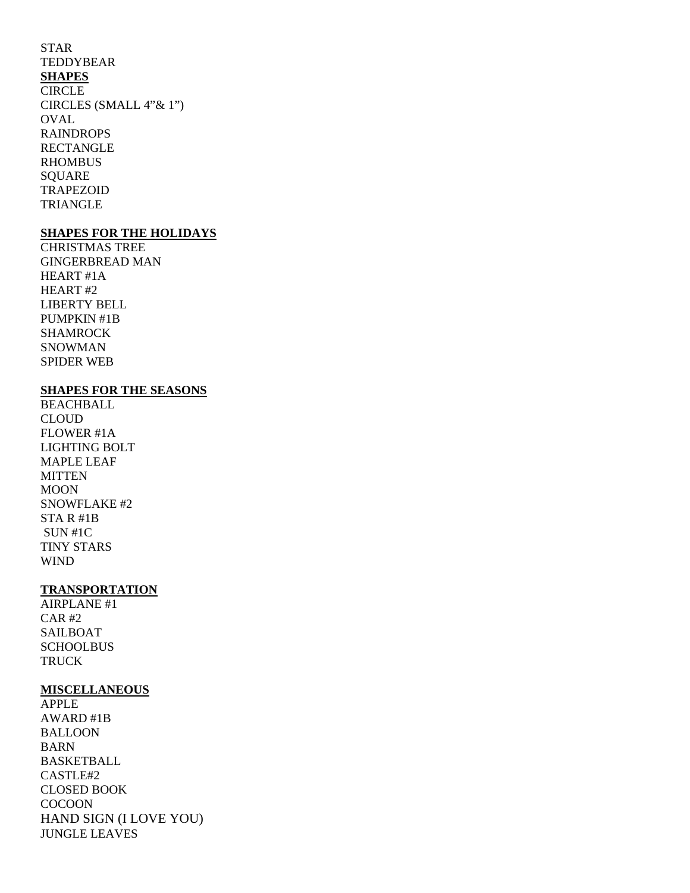STAR
TEDDYBEAR

**SHAPES**

CIRCLE
CIRCLES (SMALL 4”& 1”)
OVAL
RAINDROPS
RECTANGLE
RHOMBUS
SQUARE
TRAPEZOID
TRIANGLE

**SHAPES FOR THE HOLIDAYS**

CHRISTMAS TREE
GINGERBREAD MAN
HEART #1A
HEART #2
LIBERTY BELL
PUMPKIN #1B
SHAMROCK
SNOWMAN
SPIDER WEB

**SHAPES FOR THE SEASONS**

BEACHBALL
CLOUD
FLOWER #1A
LIGHTING BOLT
MAPLE LEAF
MITTEN
MOON
SNOWFLAKE #2
STA R #1B
SUN #1C
TINY STARS
WIND

**TRANSPORTATION**

AIRPLANE #1
CAR #2
SAILBOAT
SCHOOLBUS
TRUCK

**MISCELLANEOUS**

APPLE
AWARD #1B
BALLOON
BARN
BASKETBALL
CASTLE#2
CLOSED BOOK
COCOON
HAND SIGN (I LOVE YOU)
JUNGLE LEAVES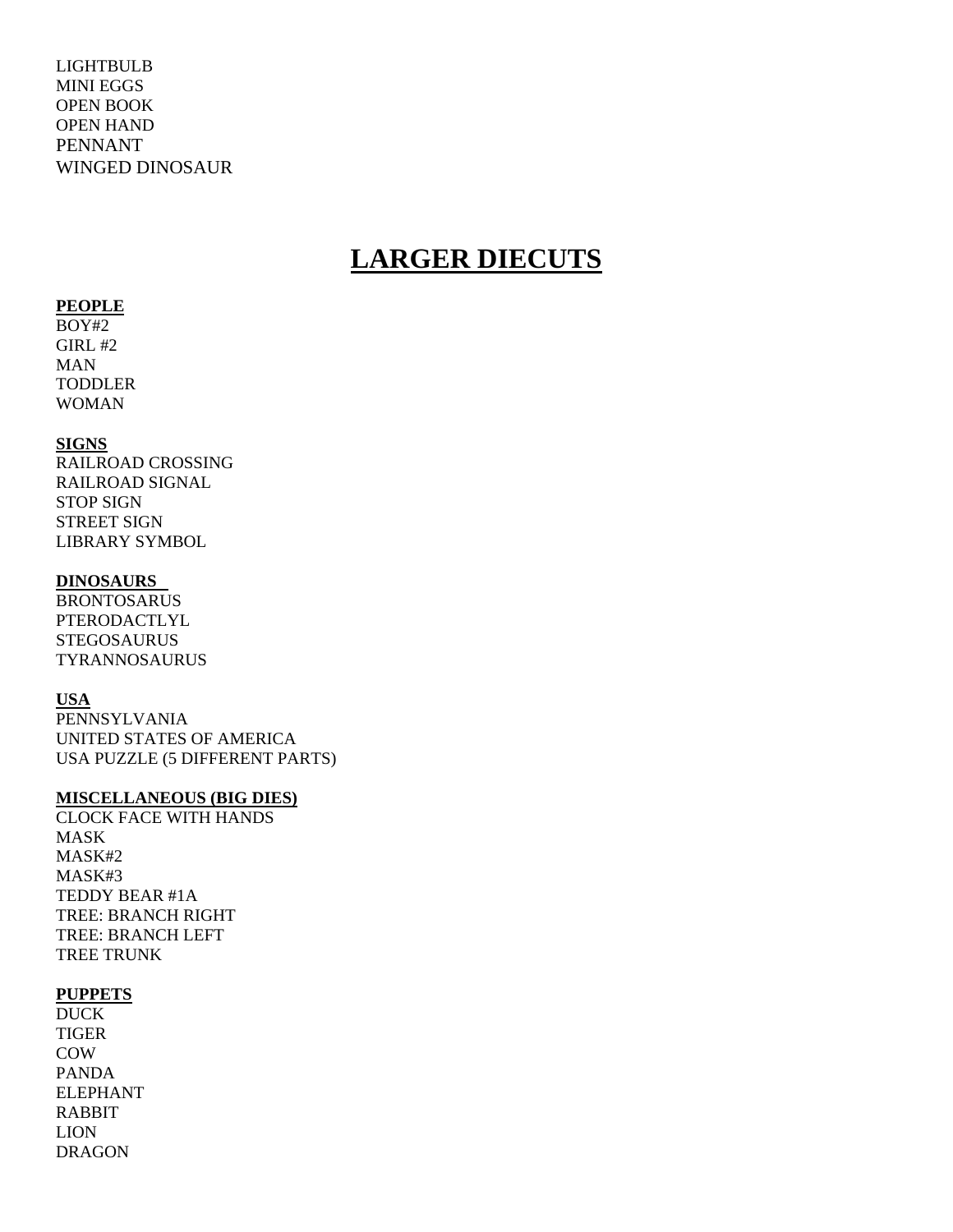LIGHTBULB
MINI EGGS
OPEN BOOK
OPEN HAND
PENNANT
WINGED DINOSAUR

# LARGER DIECUTS

**PEOPLE**
BOY#2
GIRL #2
MAN
TODDLER
WOMAN

**SIGNS**
RAILROAD CROSSING
RAILROAD SIGNAL
STOP SIGN
STREET SIGN
LIBRARY SYMBOL

**DINOSAURS**
BRONTOSARUS
PTERODACTLYL
STEGOSAURUS
TYRANNOSAURUS

**USA**
PENNSYLVANIA
UNITED STATES OF AMERICA
USA PUZZLE (5 DIFFERENT PARTS)

**MISCELLANEOUS (BIG DIES)**
CLOCK FACE WITH HANDS
MASK
MASK#2
MASK#3
TEDDY BEAR #1A
TREE: BRANCH RIGHT
TREE: BRANCH LEFT
TREE TRUNK

**PUPPETS**
DUCK
TIGER
COW
PANDA
ELEPHANT
RABBIT
LION
DRAGON